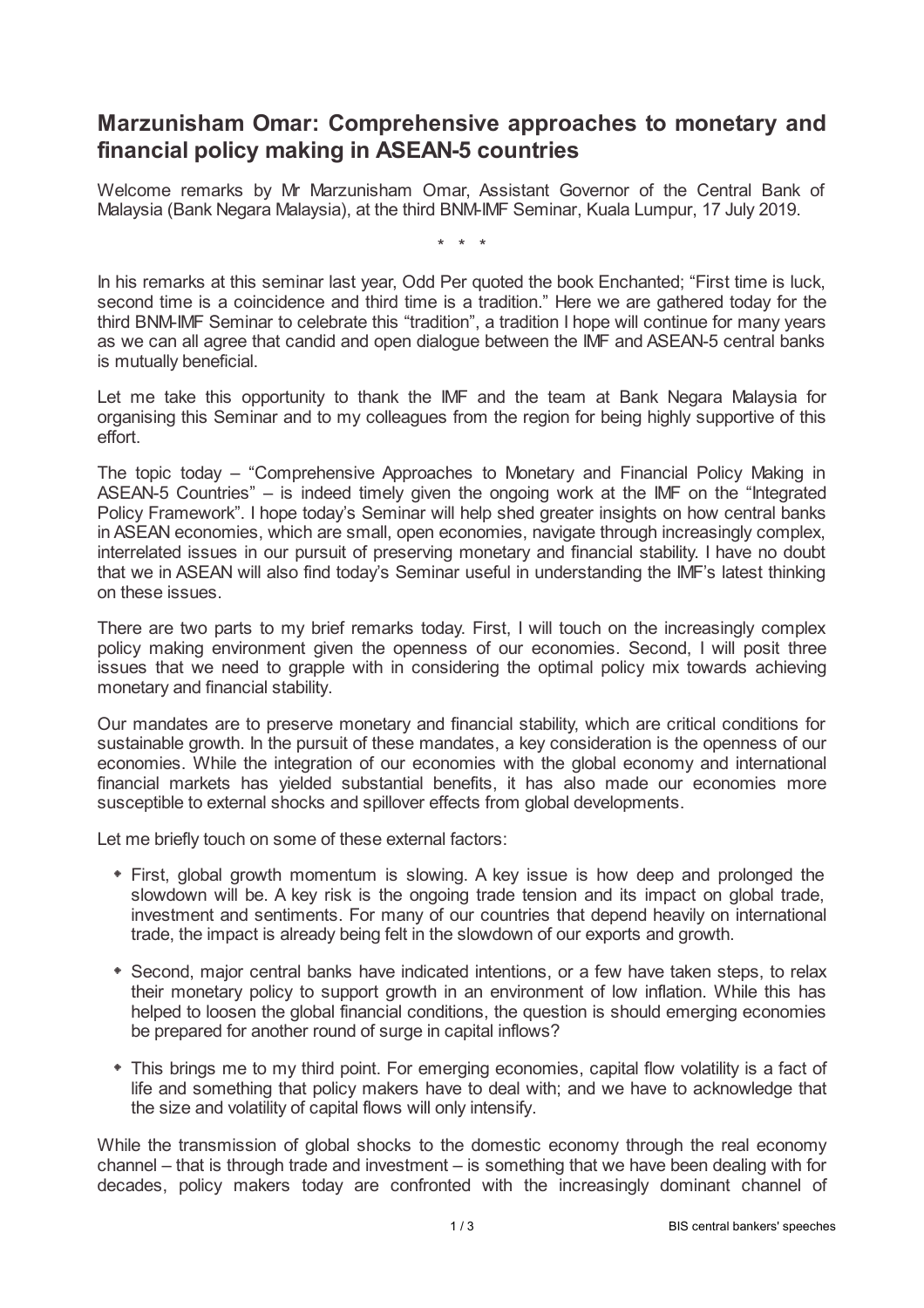# Marzunisham Omar: Comprehensive approaches to monetary and financial policy making in ASEAN-5 countries

Welcome remarks by Mr Marzunisham Omar, Assistant Governor of the Central Bank of Malaysia (Bank Negara Malaysia), at the third BNM-IMF Seminar, Kuala Lumpur, 17 July 2019.

\* \* \*

In his remarks at this seminar last year, Odd Per quoted the book Enchanted; "First time is luck, second time is a coincidence and third time is a tradition." Here we are gathered today for the third BNM-IMF Seminar to celebrate this "tradition", a tradition I hope will continue for many years as we can all agree that candid and open dialogue between the IMF and ASEAN-5 central banks is mutually beneficial.

Let me take this opportunity to thank the IMF and the team at Bank Negara Malaysia for organising this Seminar and to my colleagues from the region for being highly supportive of this effort.

The topic today – "Comprehensive Approaches to Monetary and Financial Policy Making in ASEAN-5 Countries" – is indeed timely given the ongoing work at the IMF on the "Integrated Policy Framework". I hope today's Seminar will help shed greater insights on how central banks in ASEAN economies, which are small, open economies, navigate through increasingly complex, interrelated issues in our pursuit of preserving monetary and financial stability. I have no doubt that we in ASEAN will also find today's Seminar useful in understanding the IMF's latest thinking on these issues.

There are two parts to my brief remarks today. First, I will touch on the increasingly complex policy making environment given the openness of our economies. Second, I will posit three issues that we need to grapple with in considering the optimal policy mix towards achieving monetary and financial stability.

Our mandates are to preserve monetary and financial stability, which are critical conditions for sustainable growth. In the pursuit of these mandates, a key consideration is the openness of our economies. While the integration of our economies with the global economy and international financial markets has yielded substantial benefits, it has also made our economies more susceptible to external shocks and spillover effects from global developments.

Let me briefly touch on some of these external factors:

- First, global growth momentum is slowing. A key issue is how deep and prolonged the slowdown will be. A key risk is the ongoing trade tension and its impact on global trade, investment and sentiments. For many of our countries that depend heavily on international trade, the impact is already being felt in the slowdown of our exports and growth.
- Second, major central banks have indicated intentions, or a few have taken steps, to relax their monetary policy to support growth in an environment of low inflation. While this has helped to loosen the global financial conditions, the question is should emerging economies be prepared for another round of surge in capital inflows?
- This brings me to my third point. For emerging economies, capital flow volatility is a fact of life and something that policy makers have to deal with; and we have to acknowledge that the size and volatility of capital flows will only intensify.

While the transmission of global shocks to the domestic economy through the real economy channel – that is through trade and investment – is something that we have been dealing with for decades, policy makers today are confronted with the increasingly dominant channel of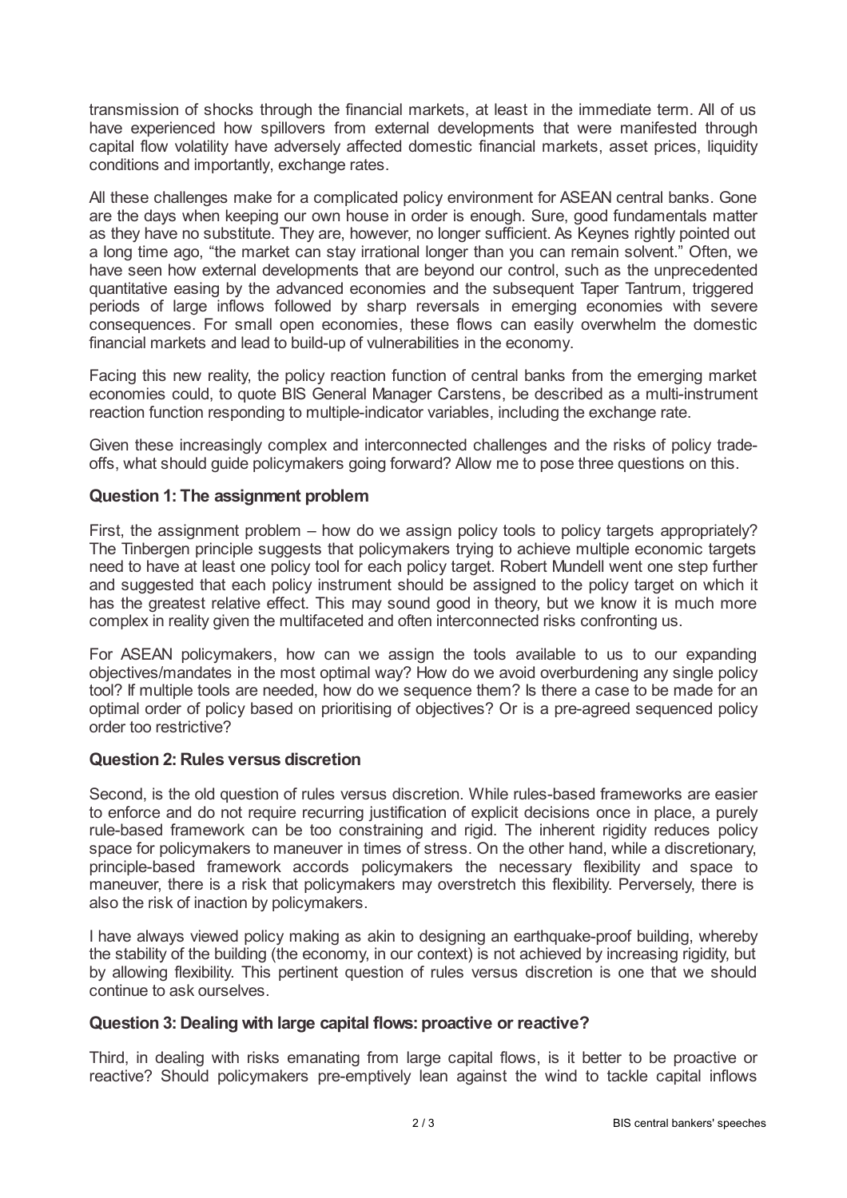transmission of shocks through the financial markets, at least in the immediate term. All of us have experienced how spillovers from external developments that were manifested through capital flow volatility have adversely affected domestic financial markets, asset prices, liquidity conditions and importantly, exchange rates.

All these challenges make for a complicated policy environment for ASEAN central banks. Gone are the days when keeping our own house in order is enough. Sure, good fundamentals matter as they have no substitute. They are, however, no longer sufficient. As Keynes rightly pointed out a long time ago, "the market can stay irrational longer than you can remain solvent." Often, we have seen how external developments that are beyond our control, such as the unprecedented quantitative easing by the advanced economies and the subsequent Taper Tantrum, triggered periods of large inflows followed by sharp reversals in emerging economies with severe consequences. For small open economies, these flows can easily overwhelm the domestic financial markets and lead to build-up of vulnerabilities in the economy.

Facing this new reality, the policy reaction function of central banks from the emerging market economies could, to quote BIS General Manager Carstens, be described as a multi-instrument reaction function responding to multiple-indicator variables, including the exchange rate.

Given these increasingly complex and interconnected challenges and the risks of policy trade-offs, what should guide policymakers going forward? Allow me to pose three questions on this.

### Question 1: The assignment problem

First, the assignment problem – how do we assign policy tools to policy targets appropriately? The Tinbergen principle suggests that policymakers trying to achieve multiple economic targets need to have at least one policy tool for each policy target. Robert Mundell went one step further and suggested that each policy instrument should be assigned to the policy target on which it has the greatest relative effect. This may sound good in theory, but we know it is much more complex in reality given the multifaceted and often interconnected risks confronting us.

For ASEAN policymakers, how can we assign the tools available to us to our expanding objectives/mandates in the most optimal way? How do we avoid overburdening any single policy tool? If multiple tools are needed, how do we sequence them? Is there a case to be made for an optimal order of policy based on prioritising of objectives? Or is a pre-agreed sequenced policy order too restrictive?

### Question 2: Rules versus discretion

Second, is the old question of rules versus discretion. While rules-based frameworks are easier to enforce and do not require recurring justification of explicit decisions once in place, a purely rule-based framework can be too constraining and rigid. The inherent rigidity reduces policy space for policymakers to maneuver in times of stress. On the other hand, while a discretionary, principle-based framework accords policymakers the necessary flexibility and space to maneuver, there is a risk that policymakers may overstretch this flexibility. Perversely, there is also the risk of inaction by policymakers.

I have always viewed policy making as akin to designing an earthquake-proof building, whereby the stability of the building (the economy, in our context) is not achieved by increasing rigidity, but by allowing flexibility. This pertinent question of rules versus discretion is one that we should continue to ask ourselves.

### Question 3: Dealing with large capital flows: proactive or reactive?

Third, in dealing with risks emanating from large capital flows, is it better to be proactive or reactive? Should policymakers pre-emptively lean against the wind to tackle capital inflows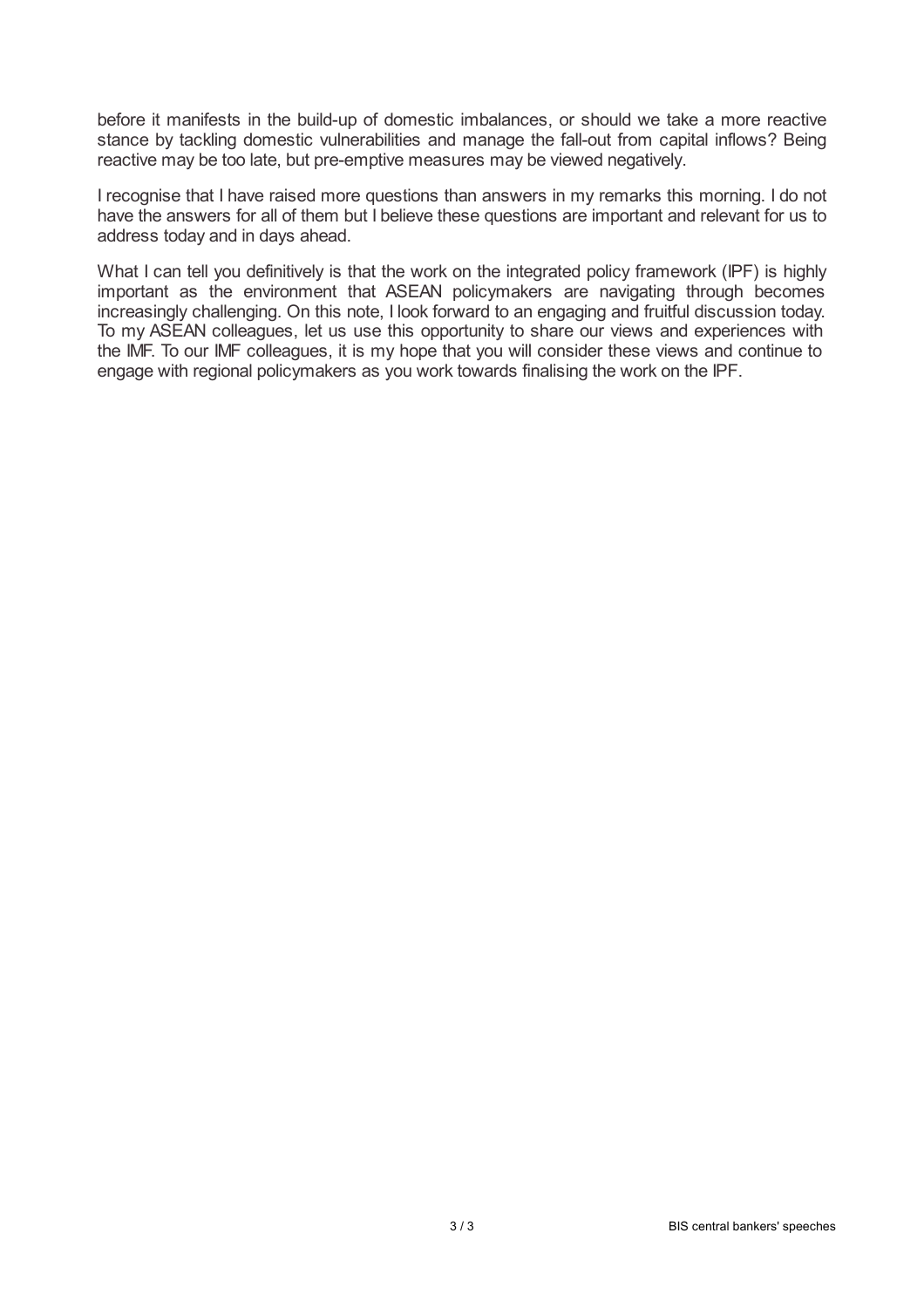before it manifests in the build-up of domestic imbalances, or should we take a more reactive stance by tackling domestic vulnerabilities and manage the fall-out from capital inflows? Being reactive may be too late, but pre-emptive measures may be viewed negatively.

I recognise that I have raised more questions than answers in my remarks this morning. I do not have the answers for all of them but I believe these questions are important and relevant for us to address today and in days ahead.

What I can tell you definitively is that the work on the integrated policy framework (IPF) is highly important as the environment that ASEAN policymakers are navigating through becomes increasingly challenging. On this note, I look forward to an engaging and fruitful discussion today. To my ASEAN colleagues, let us use this opportunity to share our views and experiences with the IMF. To our IMF colleagues, it is my hope that you will consider these views and continue to engage with regional policymakers as you work towards finalising the work on the IPF.